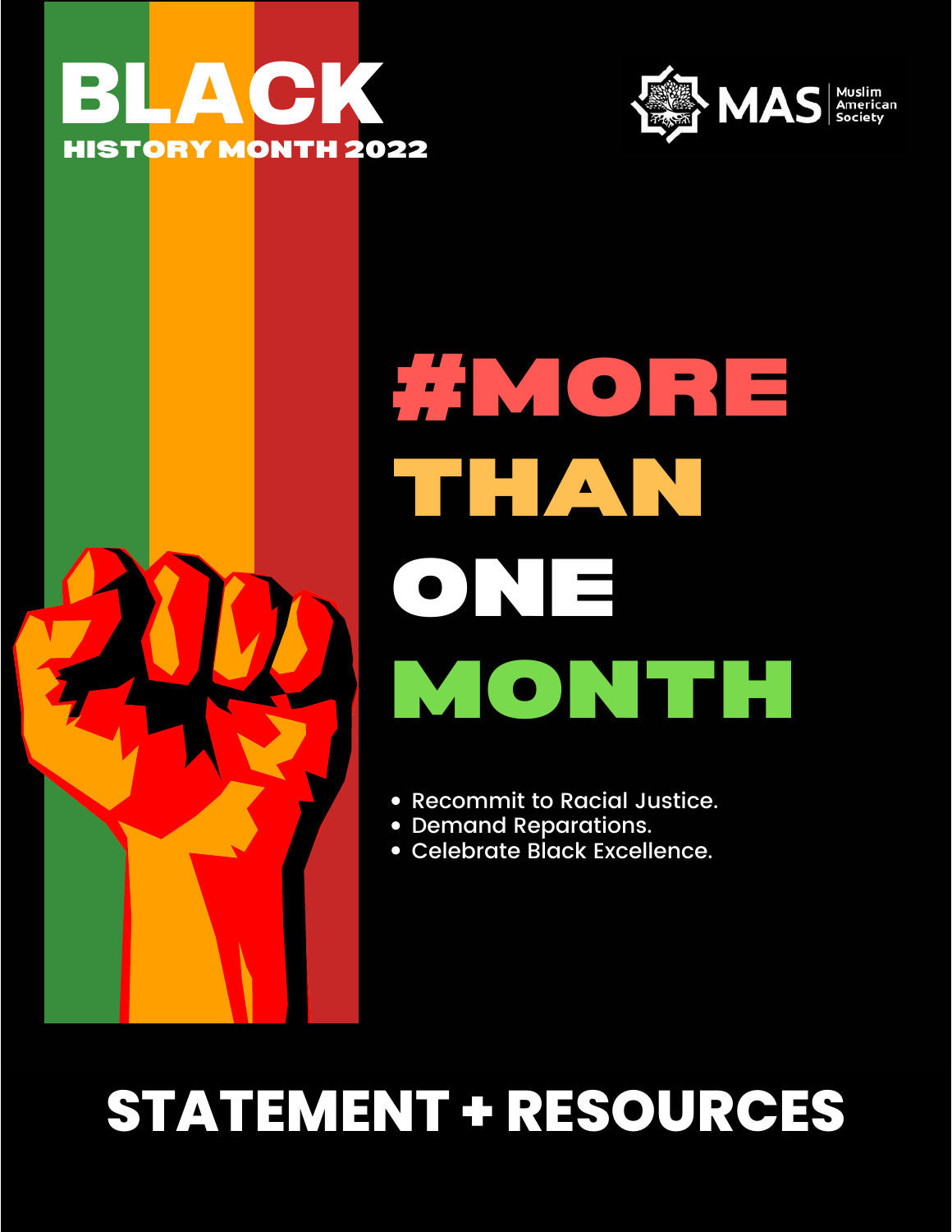# BLACK

## HISTORY MONTH 2022

MAS Muslim American Society

# #MORE THAN ONE MONTH

- Recommit to Racial Justice.
- Demand Reparations.
- Celebrate Black Excellence.

## STATEMENT + RESOURCES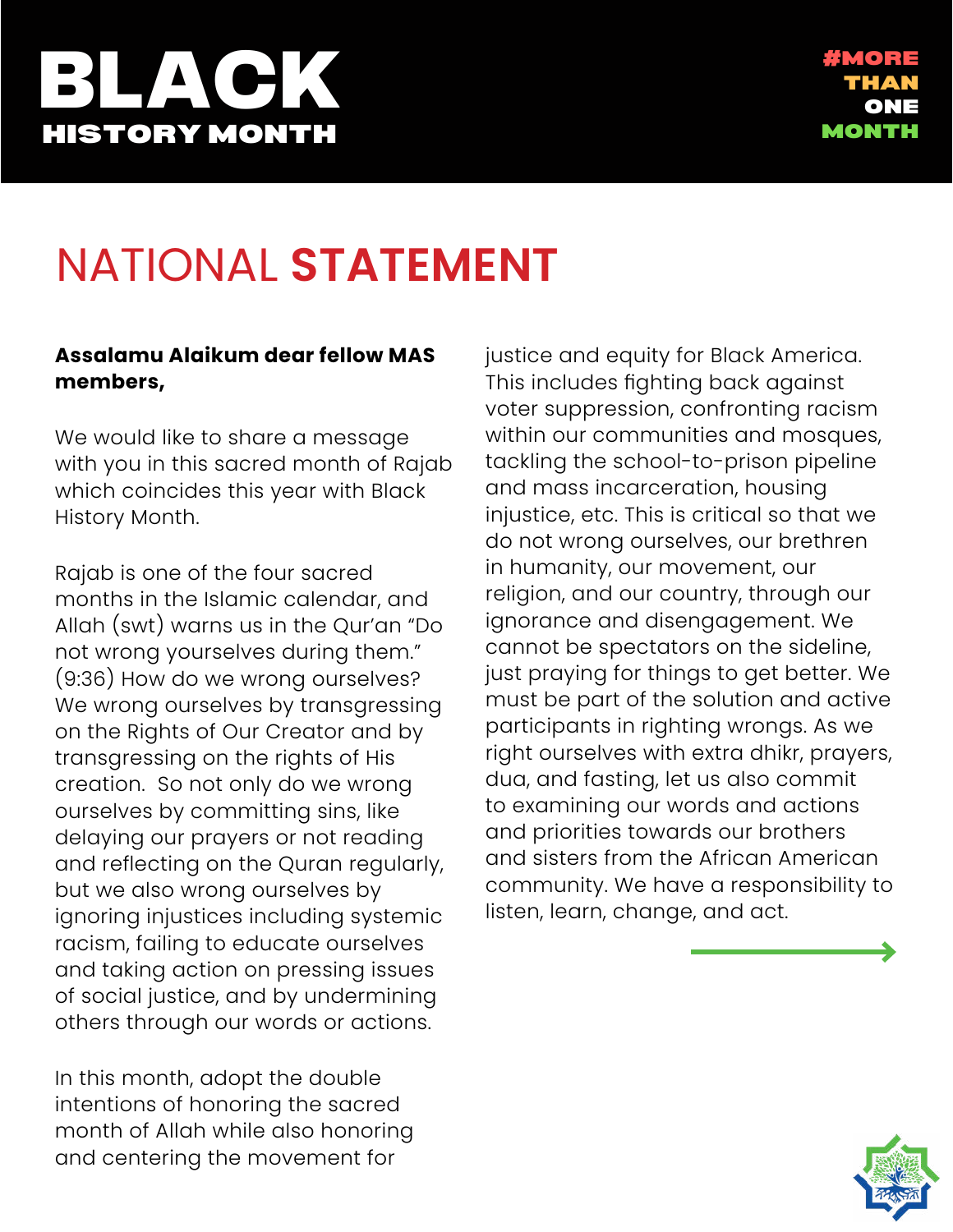# BLACK
## HISTORY MONTH

#MORE THAN ONE MONTH

# NATIONAL **STATEMENT**

**Assalamu Alaikum dear fellow MAS members,**

We would like to share a message with you in this sacred month of Rajab which coincides this year with Black History Month.

Rajab is one of the four sacred months in the Islamic calendar, and Allah (swt) warns us in the Qur'an "Do not wrong yourselves during them." (9:36) How do we wrong ourselves? We wrong ourselves by transgressing on the Rights of Our Creator and by transgressing on the rights of His creation. So not only do we wrong ourselves by committing sins, like delaying our prayers or not reading and reflecting on the Quran regularly, but we also wrong ourselves by ignoring injustices including systemic racism, failing to educate ourselves and taking action on pressing issues of social justice, and by undermining others through our words or actions.

In this month, adopt the double intentions of honoring the sacred month of Allah while also honoring and centering the movement for justice and equity for Black America. This includes fighting back against voter suppression, confronting racism within our communities and mosques, tackling the school-to-prison pipeline and mass incarceration, housing injustice, etc. This is critical so that we do not wrong ourselves, our brethren in humanity, our movement, our religion, and our country, through our ignorance and disengagement. We cannot be spectators on the sideline, just praying for things to get better. We must be part of the solution and active participants in righting wrongs. As we right ourselves with extra dhikr, prayers, dua, and fasting, let us also commit to examining our words and actions and priorities towards our brothers and sisters from the African American community. We have a responsibility to listen, learn, change, and act.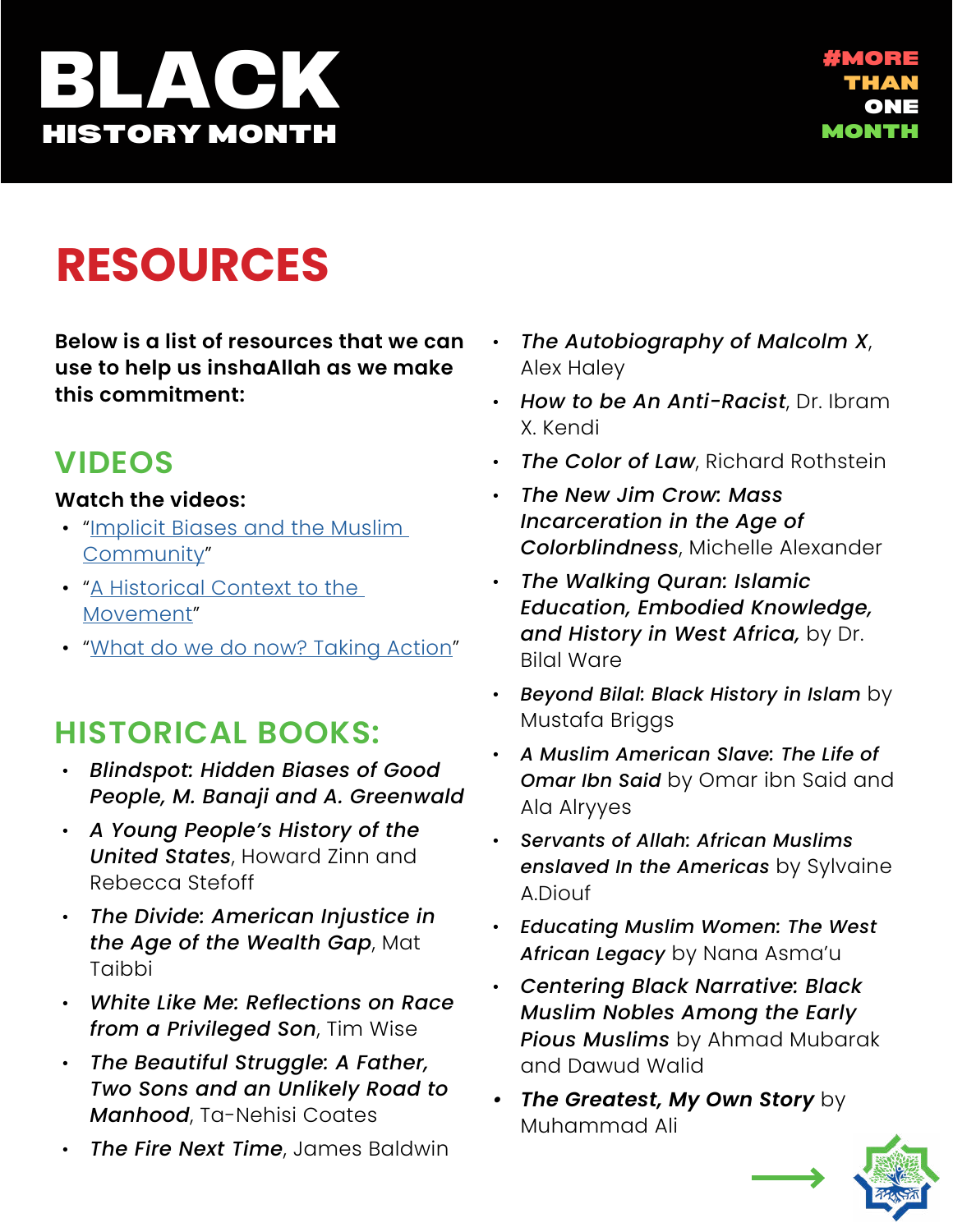# BLACK
## HISTORY MONTH

#MORE THAN ONE MONTH

# RESOURCES

**Below is a list of resources that we can use to help us inshaAllah as we make this commitment:**

## VIDEOS

**Watch the videos:**

- "Implicit Biases and the Muslim Community"
- "A Historical Context to the Movement"
- "What do we do now? Taking Action"

## HISTORICAL BOOKS:

- ***Blindspot*: *Hidden Biases of Good People, M. Banaji and A. Greenwald***
- ***A Young People's History of the United States***, Howard Zinn and Rebecca Stefoff
- ***The Divide*: *American Injustice in the Age of the Wealth Gap***, Mat Taibbi
- ***White Like Me*: *Reflections on Race from a Privileged Son***, Tim Wise
- ***The Beautiful Struggle*: *A Father, Two Sons and an Unlikely Road to Manhood***, Ta-Nehisi Coates
- ***The Fire Next Time***, James Baldwin
- ***The Autobiography of Malcolm X***, Alex Haley
- ***How to be An Anti-Racist***, Dr. Ibram X. Kendi
- ***The Color of Law***, Richard Rothstein
- ***The New Jim Crow*: *Mass Incarceration in the Age of Colorblindness***, Michelle Alexander
- ***The Walking Quran*: *Islamic Education, Embodied Knowledge, and History in West Africa,*** by Dr. Bilal Ware
- ***Beyond Bilal*: *Black History in Islam*** by Mustafa Briggs
- ***A Muslim American Slave*: *The Life of Omar Ibn Said*** by Omar ibn Said and Ala Alryyes
- ***Servants of Allah*: *African Muslims enslaved In the Americas*** by Sylvaine A.Diouf
- ***Educating Muslim Women*: *The West African Legacy*** by Nana Asma'u
- ***Centering Black Narrative*: *Black Muslim Nobles Among the Early Pious Muslims*** by Ahmad Mubarak and Dawud Walid
- ***The Greatest, My Own Story*** by Muhammad Ali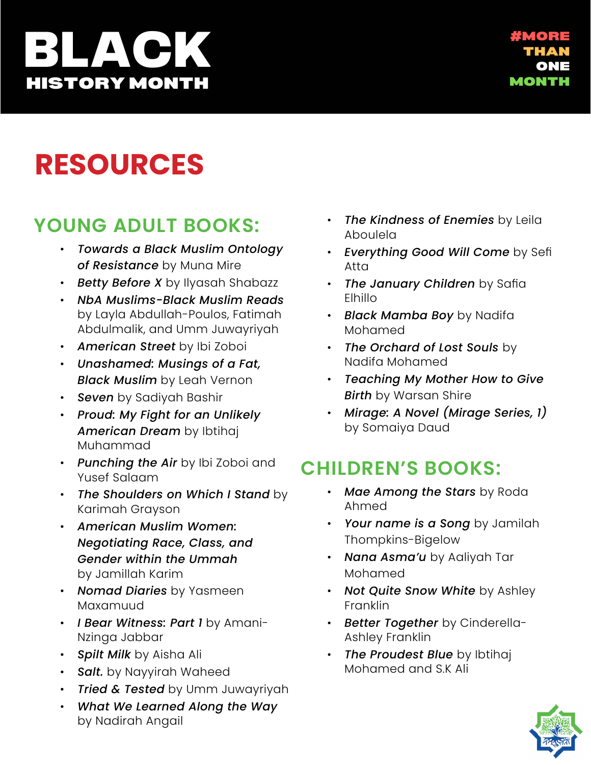# BLACK

HISTORY MONTH

#MORE THAN ONE MONTH

# RESOURCES

## YOUNG ADULT BOOKS:

- ***Towards a Black Muslim Ontology of Resistance*** by Muna Mire
- ***Betty Before X*** by Ilyasah Shabazz
- ***NbA Muslims-Black Muslim Reads*** by Layla Abdullah-Poulos, Fatimah Abdulmalik, and Umm Juwayriyah
- ***American Street*** by Ibi Zoboi
- ***Unashamed: Musings of a Fat, Black Muslim*** by Leah Vernon
- ***Seven*** by Sadiyah Bashir
- ***Proud: My Fight for an Unlikely American Dream*** by Ibtihaj Muhammad
- ***Punching the Air*** by Ibi Zoboi and Yusef Salaam
- ***The Shoulders on Which I Stand*** by Karimah Grayson
- ***American Muslim Women: Negotiating Race, Class, and Gender within the Ummah*** by Jamillah Karim
- ***Nomad Diaries*** by Yasmeen Maxamuud
- ***I Bear Witness: Part 1*** by Amani-Nzinga Jabbar
- ***Spilt Milk*** by Aisha Ali
- ***Salt.*** by Nayyirah Waheed
- ***Tried & Tested*** by Umm Juwayriyah
- ***What We Learned Along the Way*** by Nadirah Angail
- ***The Kindness of Enemies*** by Leila Aboulela
- ***Everything Good Will Come*** by Sefi Atta
- ***The January Children*** by Safia Elhillo
- ***Black Mamba Boy*** by Nadifa Mohamed
- ***The Orchard of Lost Souls*** by Nadifa Mohamed
- ***Teaching My Mother How to Give Birth*** by Warsan Shire
- ***Mirage: A Novel (Mirage Series, 1)*** by Somaiya Daud

## CHILDREN'S BOOKS:

- ***Mae Among the Stars*** by Roda Ahmed
- ***Your name is a Song*** by Jamilah Thompkins-Bigelow
- ***Nana Asma'u*** by Aaliyah Tar Mohamed
- ***Not Quite Snow White*** by Ashley Franklin
- ***Better Together*** by Cinderella-Ashley Franklin
- ***The Proudest Blue*** by Ibtihaj Mohamed and S.K Ali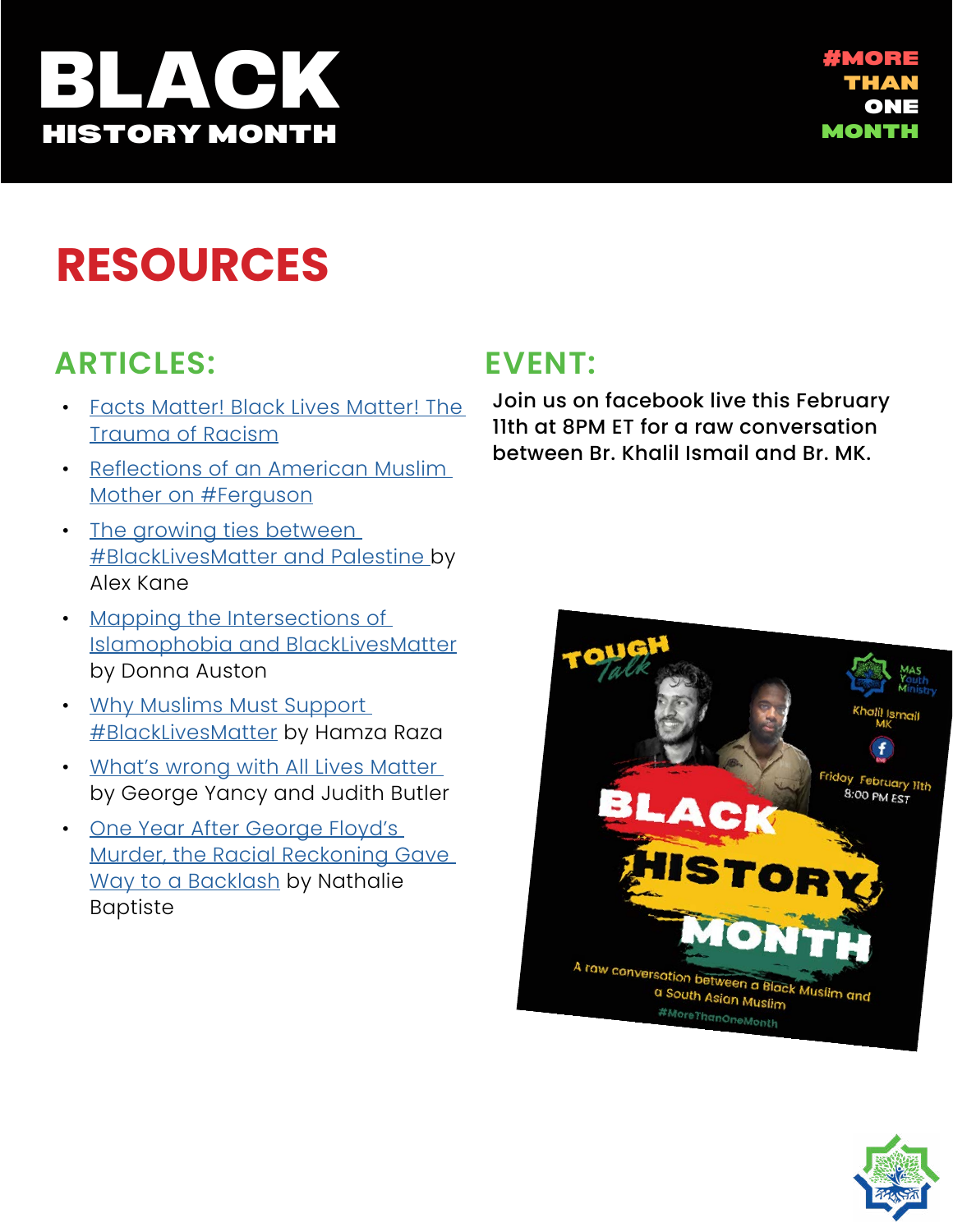# BLACK
## HISTORY MONTH

#MORE THAN ONE MONTH

# RESOURCES

## ARTICLES:

- Facts Matter! Black Lives Matter! The Trauma of Racism
- Reflections of an American Muslim Mother on #Ferguson
- The growing ties between #BlackLivesMatter and Palestine by Alex Kane
- Mapping the Intersections of Islamophobia and BlackLivesMatter by Donna Auston
- Why Muslims Must Support #BlackLivesMatter by Hamza Raza
- What's wrong with All Lives Matter by George Yancy and Judith Butler
- One Year After George Floyd's Murder, the Racial Reckoning Gave Way to a Backlash by Nathalie Baptiste

## EVENT:

Join us on facebook live this February 11th at 8PM ET for a raw conversation between Br. Khalil Ismail and Br. MK.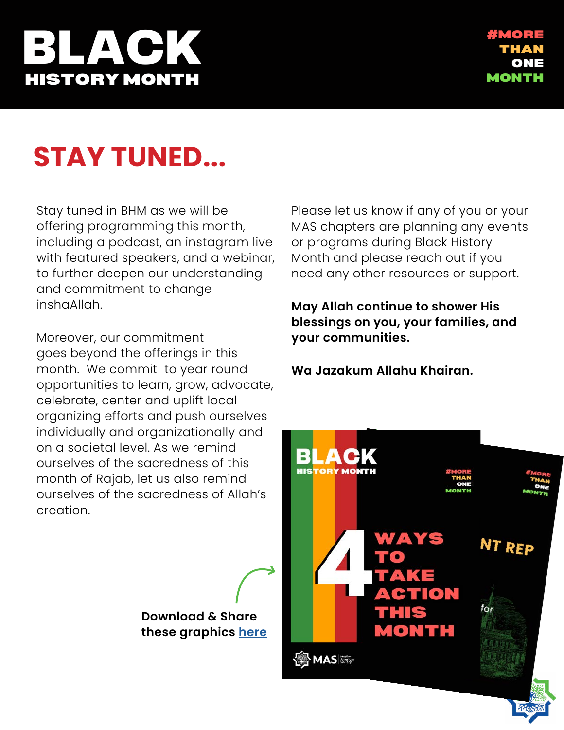# BLACK
## HISTORY MONTH

#MORE THAN ONE MONTH

## STAY TUNED...

Stay tuned in BHM as we will be offering programming this month, including a podcast, an instagram live with featured speakers, and a webinar, to further deepen our understanding and commitment to change inshaAllah.

Moreover, our commitment goes beyond the offerings in this month. We commit to year round opportunities to learn, grow, advocate, celebrate, center and uplift local organizing efforts and push ourselves individually and organizationally and on a societal level. As we remind ourselves of the sacredness of this month of Rajab, let us also remind ourselves of the sacredness of Allah's creation.

Please let us know if any of you or your MAS chapters are planning any events or programs during Black History Month and please reach out if you need any other resources or support.

**May Allah continue to shower His blessings on you, your families, and your communities.**

**Wa Jazakum Allahu Khairan.**

**Download & Share these graphics [here]()**